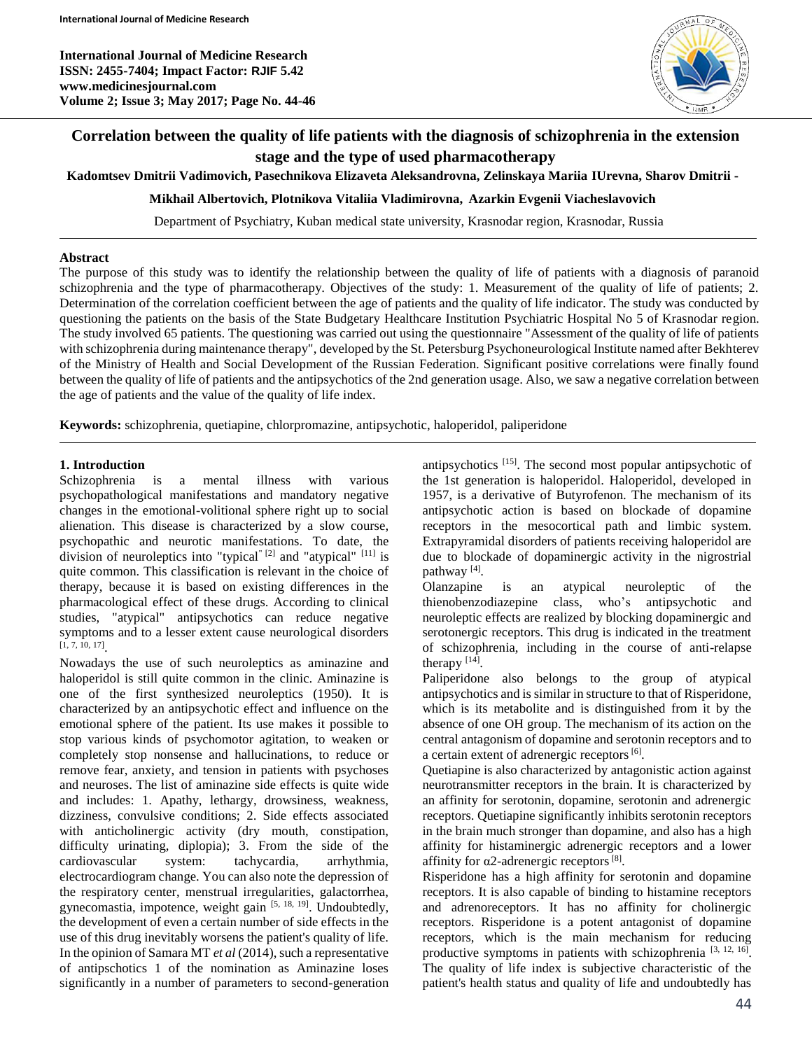# Correlation between the quality of life patients with the diagnosis of schizophrenia in the extension stage and the type of used pharmacotherapy

**Kadomtsev Dmitrii Vadimovich, Pasechnikova Elizaveta Aleksandrovna, Zelinskaya Mariia IUrevna, Sharov Dmitrii - Mikhail Albertovich, Plotnikova Vitaliia Vladimirovna, Azarkin Evgenii Viacheslavovich**

Department of Psychiatry, Kuban medical state university, Krasnodar region, Krasnodar, Russia

## Abstract

The purpose of this study was to identify the relationship between the quality of life of patients with a diagnosis of paranoid schizophrenia and the type of pharmacotherapy. Objectives of the study: 1. Measurement of the quality of life of patients; 2. Determination of the correlation coefficient between the age of patients and the quality of life indicator. The study was conducted by questioning the patients on the basis of the State Budgetary Healthcare Institution Psychiatric Hospital No 5 of Krasnodar region. The study involved 65 patients. The questioning was carried out using the questionnaire "Assessment of the quality of life of patients with schizophrenia during maintenance therapy", developed by the St. Petersburg Psychoneurological Institute named after Bekhterev of the Ministry of Health and Social Development of the Russian Federation. Significant positive correlations were finally found between the quality of life of patients and the antipsychotics of the 2nd generation usage. Also, we saw a negative correlation between the age of patients and the value of the quality of life index.

**Keywords:** schizophrenia, quetiapine, chlorpromazine, antipsychotic, haloperidol, paliperidone

## 1. Introduction

Schizophrenia is a mental illness with various psychopathological manifestations and mandatory negative changes in the emotional-volitional sphere right up to social alienation. This disease is characterized by a slow course, psychopathic and neurotic manifestations. To date, the division of neuroleptics into "typical" [2] and "atypical" [11] is quite common. This classification is relevant in the choice of therapy, because it is based on existing differences in the pharmacological effect of these drugs. According to clinical studies, "atypical" antipsychotics can reduce negative symptoms and to a lesser extent cause neurological disorders [1, 7, 10, 17].

Nowadays the use of such neuroleptics as aminazine and haloperidol is still quite common in the clinic. Aminazine is one of the first synthesized neuroleptics (1950). It is characterized by an antipsychotic effect and influence on the emotional sphere of the patient. Its use makes it possible to stop various kinds of psychomotor agitation, to weaken or completely stop nonsense and hallucinations, to reduce or remove fear, anxiety, and tension in patients with psychoses and neuroses. The list of aminazine side effects is quite wide and includes: 1. Apathy, lethargy, drowsiness, weakness, dizziness, convulsive conditions; 2. Side effects associated with anticholinergic activity (dry mouth, constipation, difficulty urinating, diplopia); 3. From the side of the cardiovascular system: tachycardia, arrhythmia, electrocardiogram change. You can also note the depression of the respiratory center, menstrual irregularities, galactorrhea, gynecomastia, impotence, weight gain [5, 18, 19]. Undoubtedly, the development of even a certain number of side effects in the use of this drug inevitably worsens the patient's quality of life. In the opinion of Samara MT *et al* (2014), such a representative of antipschotics 1 of the nomination as Aminazine loses significantly in a number of parameters to second-generation antipsychotics [15]. The second most popular antipsychotic of the 1st generation is haloperidol. Haloperidol, developed in 1957, is a derivative of Butyrofenon. The mechanism of its antipsychotic action is based on blockade of dopamine receptors in the mesocortical path and limbic system. Extrapyramidal disorders of patients receiving haloperidol are due to blockade of dopaminergic activity in the nigrostrial pathway [4].

Olanzapine is an atypical neuroleptic of the thienobenzodiazepine class, who's antipsychotic and neuroleptic effects are realized by blocking dopaminergic and serotonergic receptors. This drug is indicated in the treatment of schizophrenia, including in the course of anti-relapse therapy [14].

Paliperidone also belongs to the group of atypical antipsychotics and is similar in structure to that of Risperidone, which is its metabolite and is distinguished from it by the absence of one OH group. The mechanism of its action on the central antagonism of dopamine and serotonin receptors and to a certain extent of adrenergic receptors [6].

Quetiapine is also characterized by antagonistic action against neurotransmitter receptors in the brain. It is characterized by an affinity for serotonin, dopamine, serotonin and adrenergic receptors. Quetiapine significantly inhibits serotonin receptors in the brain much stronger than dopamine, and also has a high affinity for histaminergic adrenergic receptors and a lower affinity for α2-adrenergic receptors [8].

Risperidone has a high affinity for serotonin and dopamine receptors. It is also capable of binding to histamine receptors and adrenoreceptors. It has no affinity for cholinergic receptors. Risperidone is a potent antagonist of dopamine receptors, which is the main mechanism for reducing productive symptoms in patients with schizophrenia [3, 12, 16].

The quality of life index is subjective characteristic of the patient's health status and quality of life and undoubtedly has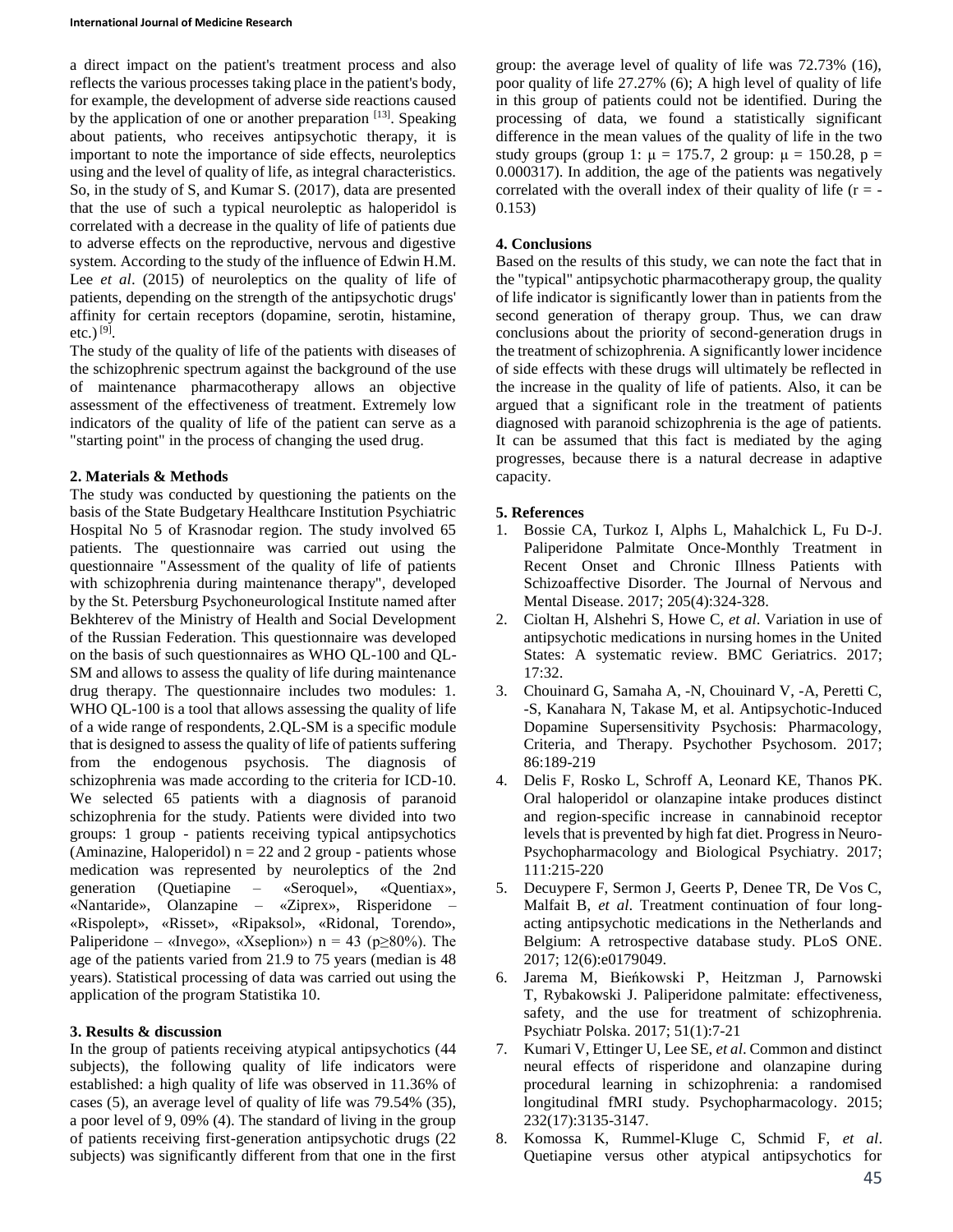a direct impact on the patient's treatment process and also reflects the various processes taking place in the patient's body, for example, the development of adverse side reactions caused by the application of one or another preparation [13]. Speaking about patients, who receives antipsychotic therapy, it is important to note the importance of side effects, neuroleptics using and the level of quality of life, as integral characteristics. So, in the study of S, and Kumar S. (2017), data are presented that the use of such a typical neuroleptic as haloperidol is correlated with a decrease in the quality of life of patients due to adverse effects on the reproductive, nervous and digestive system. According to the study of the influence of Edwin H.M. Lee *et al*. (2015) of neuroleptics on the quality of life of patients, depending on the strength of the antipsychotic drugs' affinity for certain receptors (dopamine, serotin, histamine, etc.) [9].

The study of the quality of life of the patients with diseases of the schizophrenic spectrum against the background of the use of maintenance pharmacotherapy allows an objective assessment of the effectiveness of treatment. Extremely low indicators of the quality of life of the patient can serve as a "starting point" in the process of changing the used drug.

## 2. Materials & Methods

The study was conducted by questioning the patients on the basis of the State Budgetary Healthcare Institution Psychiatric Hospital No 5 of Krasnodar region. The study involved 65 patients. The questionnaire was carried out using the questionnaire "Assessment of the quality of life of patients with schizophrenia during maintenance therapy", developed by the St. Petersburg Psychoneurological Institute named after Bekhterev of the Ministry of Health and Social Development of the Russian Federation. This questionnaire was developed on the basis of such questionnaires as WHO QL-100 and QL-SM and allows to assess the quality of life during maintenance drug therapy. The questionnaire includes two modules: 1. WHO QL-100 is a tool that allows assessing the quality of life of a wide range of respondents, 2.QL-SM is a specific module that is designed to assess the quality of life of patients suffering from the endogenous psychosis. The diagnosis of schizophrenia was made according to the criteria for ICD-10. We selected 65 patients with a diagnosis of paranoid schizophrenia for the study. Patients were divided into two groups: 1 group - patients receiving typical antipsychotics (Aminazine, Haloperidol) $n = 22$ and 2 group - patients whose medication was represented by neuroleptics of the 2nd generation (Quetiapine – «Seroquel», «Quentiax», «Nantaride», Olanzapine – «Ziprex», Risperidone – «Rispolept», «Risset», «Ripaksol», «Ridonal, Torendo», Paliperidone – «Invego», «Xseplion») $n = 43$ ($p \geq 80\%$). The age of the patients varied from 21.9 to 75 years (median is 48 years). Statistical processing of data was carried out using the application of the program Statistika 10.

## 3. Results & discussion

In the group of patients receiving atypical antipsychotics (44 subjects), the following quality of life indicators were established: a high quality of life was observed in 11.36% of cases (5), an average level of quality of life was 79.54% (35), a poor level of 9, 09% (4). The standard of living in the group of patients receiving first-generation antipsychotic drugs (22 subjects) was significantly different from that one in the first group: the average level of quality of life was 72.73% (16), poor quality of life 27.27% (6); A high level of quality of life in this group of patients could not be identified. During the processing of data, we found a statistically significant difference in the mean values of the quality of life in the two study groups (group 1: $\mu = 175.7$, 2 group: $\mu = 150.28$, $p = 0.000317$). In addition, the age of the patients was negatively correlated with the overall index of their quality of life ($r = -0.153$)

## 4. Conclusions

Based on the results of this study, we can note the fact that in the "typical" antipsychotic pharmacotherapy group, the quality of life indicator is significantly lower than in patients from the second generation of therapy group. Thus, we can draw conclusions about the priority of second-generation drugs in the treatment of schizophrenia. A significantly lower incidence of side effects with these drugs will ultimately be reflected in the increase in the quality of life of patients. Also, it can be argued that a significant role in the treatment of patients diagnosed with paranoid schizophrenia is the age of patients. It can be assumed that this fact is mediated by the aging progresses, because there is a natural decrease in adaptive capacity.

## 5. References

1. Bossie CA, Turkoz I, Alphs L, Mahalchick L, Fu D-J. Paliperidone Palmitate Once-Monthly Treatment in Recent Onset and Chronic Illness Patients with Schizoaffective Disorder. The Journal of Nervous and Mental Disease. 2017; 205(4):324-328.
2. Cioltan H, Alshehri S, Howe C, *et al*. Variation in use of antipsychotic medications in nursing homes in the United States: A systematic review. BMC Geriatrics. 2017; 17:32.
3. Chouinard G, Samaha A, -N, Chouinard V, -A, Peretti C, -S, Kanahara N, Takase M, et al. Antipsychotic-Induced Dopamine Supersensitivity Psychosis: Pharmacology, Criteria, and Therapy. Psychother Psychosom. 2017; 86:189-219
4. Delis F, Rosko L, Schroff A, Leonard KE, Thanos PK. Oral haloperidol or olanzapine intake produces distinct and region-specific increase in cannabinoid receptor levels that is prevented by high fat diet. Progress in Neuro-Psychopharmacology and Biological Psychiatry. 2017; 111:215-220
5. Decuypere F, Sermon J, Geerts P, Denee TR, De Vos C, Malfait B, *et al*. Treatment continuation of four long-acting antipsychotic medications in the Netherlands and Belgium: A retrospective database study. PLoS ONE. 2017; 12(6):e0179049.
6. Jarema M, Bieńkowski P, Heitzman J, Parnowski T, Rybakowski J. Paliperidone palmitate: effectiveness, safety, and the use for treatment of schizophrenia. Psychiatr Polska. 2017; 51(1):7-21
7. Kumari V, Ettinger U, Lee SE, *et al*. Common and distinct neural effects of risperidone and olanzapine during procedural learning in schizophrenia: a randomised longitudinal fMRI study. Psychopharmacology. 2015; 232(17):3135-3147.
8. Komossa K, Rummel-Kluge C, Schmid F, *et al*. Quetiapine versus other atypical antipsychotics for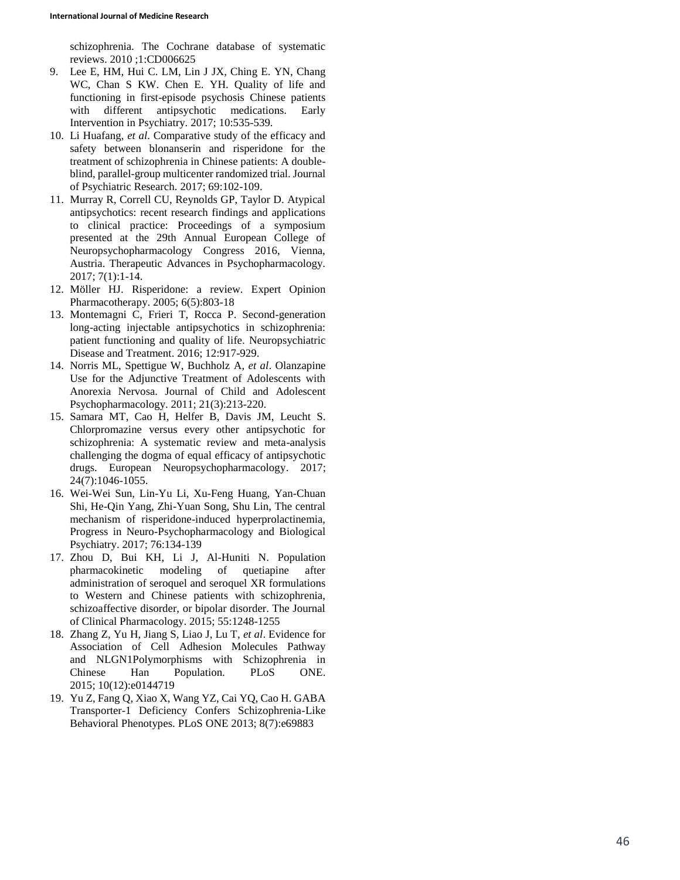schizophrenia. The Cochrane database of systematic reviews. 2010 ;1:CD006625

9. Lee E, HM, Hui C. LM, Lin J JX, Ching E. YN, Chang WC, Chan S KW. Chen E. YH. Quality of life and functioning in first-episode psychosis Chinese patients with different antipsychotic medications. Early Intervention in Psychiatry. 2017; 10:535-539.
10. Li Huafang, *et al*. Comparative study of the efficacy and safety between blonanserin and risperidone for the treatment of schizophrenia in Chinese patients: A double-blind, parallel-group multicenter randomized trial. Journal of Psychiatric Research. 2017; 69:102-109.
11. Murray R, Correll CU, Reynolds GP, Taylor D. Atypical antipsychotics: recent research findings and applications to clinical practice: Proceedings of a symposium presented at the 29th Annual European College of Neuropsychopharmacology Congress 2016, Vienna, Austria. Therapeutic Advances in Psychopharmacology. 2017; 7(1):1-14.
12. Möller HJ. Risperidone: a review. Expert Opinion Pharmacotherapy. 2005; 6(5):803-18
13. Montemagni C, Frieri T, Rocca P. Second-generation long-acting injectable antipsychotics in schizophrenia: patient functioning and quality of life. Neuropsychiatric Disease and Treatment. 2016; 12:917-929.
14. Norris ML, Spettigue W, Buchholz A, *et al*. Olanzapine Use for the Adjunctive Treatment of Adolescents with Anorexia Nervosa. Journal of Child and Adolescent Psychopharmacology. 2011; 21(3):213-220.
15. Samara MT, Cao H, Helfer B, Davis JM, Leucht S. Chlorpromazine versus every other antipsychotic for schizophrenia: A systematic review and meta-analysis challenging the dogma of equal efficacy of antipsychotic drugs. European Neuropsychopharmacology. 2017; 24(7):1046-1055.
16. Wei-Wei Sun, Lin-Yu Li, Xu-Feng Huang, Yan-Chuan Shi, He-Qin Yang, Zhi-Yuan Song, Shu Lin, The central mechanism of risperidone-induced hyperprolactinemia, Progress in Neuro-Psychopharmacology and Biological Psychiatry. 2017; 76:134-139
17. Zhou D, Bui KH, Li J, Al-Huniti N. Population pharmacokinetic modeling of quetiapine after administration of seroquel and seroquel XR formulations to Western and Chinese patients with schizophrenia, schizoaffective disorder, or bipolar disorder. The Journal of Clinical Pharmacology. 2015; 55:1248-1255
18. Zhang Z, Yu H, Jiang S, Liao J, Lu T, *et al*. Evidence for Association of Cell Adhesion Molecules Pathway and NLGN1Polymorphisms with Schizophrenia in Chinese Han Population. PLoS ONE. 2015; 10(12):e0144719
19. Yu Z, Fang Q, Xiao X, Wang YZ, Cai YQ, Cao H. GABA Transporter-1 Deficiency Confers Schizophrenia-Like Behavioral Phenotypes. PLoS ONE 2013; 8(7):e69883